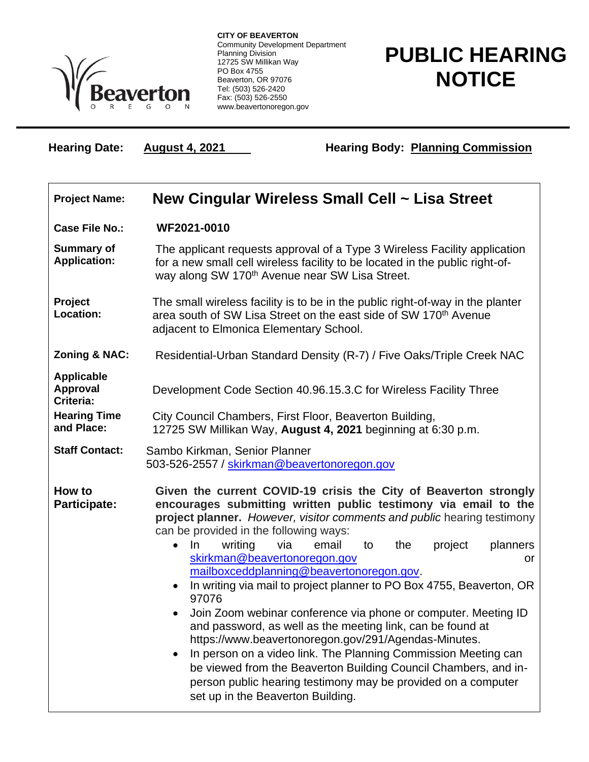**CITY OF BEAVERTON**
Community Development Department
Planning Division
12725 SW Millikan Way
PO Box 4755
Beaverton, OR 97076
Tel: (503) 526-2420
Fax: (503) 526-2550
www.beavertonoregon.gov

# PUBLIC HEARING NOTICE

**Hearing Date:** **August 4, 2021** **Hearing Body:** **Planning Commission**

| | |
|---|---|
| **Project Name:** | **New Cingular Wireless Small Cell ~ Lisa Street** |
| **Case File No.:** | **WF2021-0010** |
| **Summary of Application:** | The applicant requests approval of a Type 3 Wireless Facility application for a new small cell wireless facility to be located in the public right-of-way along SW 170th Avenue near SW Lisa Street. |
| **Project Location:** | The small wireless facility is to be in the public right-of-way in the planter area south of SW Lisa Street on the east side of SW 170th Avenue adjacent to Elmonica Elementary School. |
| **Zoning & NAC:** | Residential-Urban Standard Density (R-7) / Five Oaks/Triple Creek NAC |
| **Applicable Approval Criteria:** | Development Code Section 40.96.15.3.C for Wireless Facility Three |
| **Hearing Time and Place:** | City Council Chambers, First Floor, Beaverton Building, 12725 SW Millikan Way, **August 4, 2021** beginning at 6:30 p.m. |
| **Staff Contact:** | Sambo Kirkman, Senior Planner<br>503-526-2557 / skirkman@beavertonoregon.gov |
| **How to Participate:** | **Given the current COVID-19 crisis the City of Beaverton strongly encourages submitting written public testimony via email to the project planner.** *However, visitor comments and public* hearing testimony can be provided in the following ways:<br>• In writing via email to the project planners skirkman@beavertonoregon.gov or mailboxceddplanning@beavertonoregon.gov.<br>• In writing via mail to project planner to PO Box 4755, Beaverton, OR 97076<br>• Join Zoom webinar conference via phone or computer. Meeting ID and password, as well as the meeting link, can be found at https://www.beavertonoregon.gov/291/Agendas-Minutes.<br>• In person on a video link. The Planning Commission Meeting can be viewed from the Beaverton Building Council Chambers, and in-person public hearing testimony may be provided on a computer set up in the Beaverton Building. |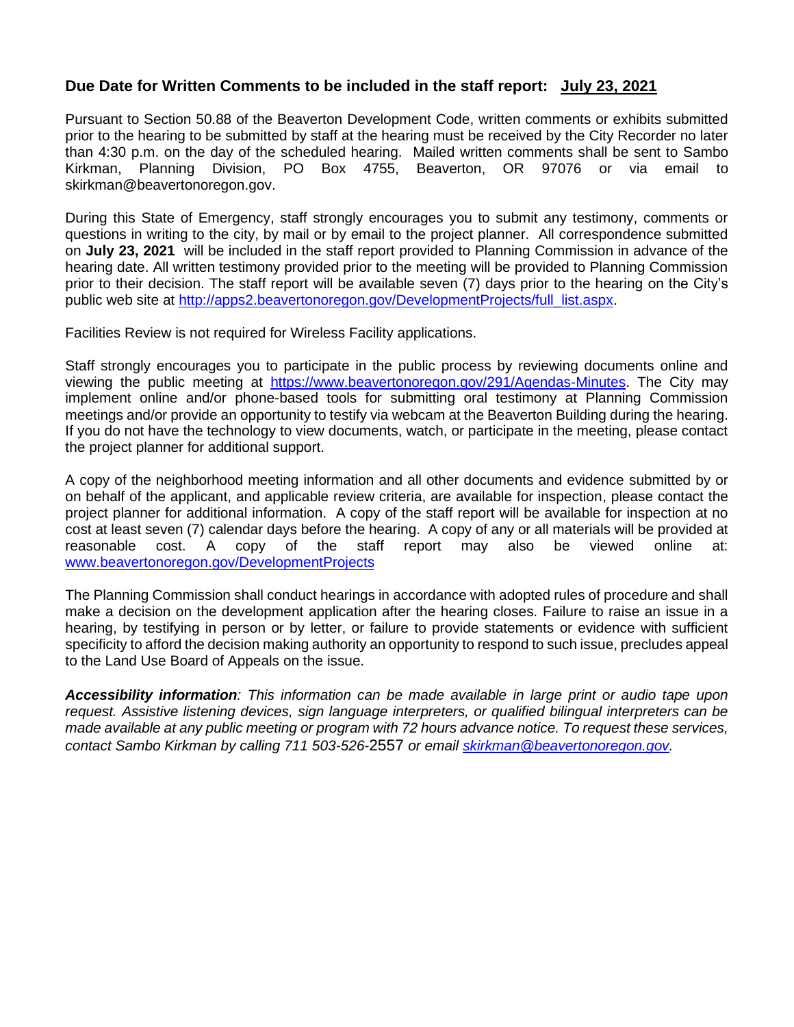**Due Date for Written Comments to be included in the staff report: July 23, 2021**

Pursuant to Section 50.88 of the Beaverton Development Code, written comments or exhibits submitted prior to the hearing to be submitted by staff at the hearing must be received by the City Recorder no later than 4:30 p.m. on the day of the scheduled hearing. Mailed written comments shall be sent to Sambo Kirkman, Planning Division, PO Box 4755, Beaverton, OR 97076 or via email to skirkman@beavertonoregon.gov.

During this State of Emergency, staff strongly encourages you to submit any testimony, comments or questions in writing to the city, by mail or by email to the project planner. All correspondence submitted on **July 23, 2021** will be included in the staff report provided to Planning Commission in advance of the hearing date. All written testimony provided prior to the meeting will be provided to Planning Commission prior to their decision. The staff report will be available seven (7) days prior to the hearing on the City's public web site at [http://apps2.beavertonoregon.gov/DevelopmentProjects/full_list.aspx](http://apps2.beavertonoregon.gov/DevelopmentProjects/full_list.aspx).

Facilities Review is not required for Wireless Facility applications.

Staff strongly encourages you to participate in the public process by reviewing documents online and viewing the public meeting at [https://www.beavertonoregon.gov/291/Agendas-Minutes](https://www.beavertonoregon.gov/291/Agendas-Minutes). The City may implement online and/or phone-based tools for submitting oral testimony at Planning Commission meetings and/or provide an opportunity to testify via webcam at the Beaverton Building during the hearing. If you do not have the technology to view documents, watch, or participate in the meeting, please contact the project planner for additional support.

A copy of the neighborhood meeting information and all other documents and evidence submitted by or on behalf of the applicant, and applicable review criteria, are available for inspection, please contact the project planner for additional information. A copy of the staff report will be available for inspection at no cost at least seven (7) calendar days before the hearing. A copy of any or all materials will be provided at reasonable cost. A copy of the staff report may also be viewed online at: [www.beavertonoregon.gov/DevelopmentProjects](www.beavertonoregon.gov/DevelopmentProjects)

The Planning Commission shall conduct hearings in accordance with adopted rules of procedure and shall make a decision on the development application after the hearing closes. Failure to raise an issue in a hearing, by testifying in person or by letter, or failure to provide statements or evidence with sufficient specificity to afford the decision making authority an opportunity to respond to such issue, precludes appeal to the Land Use Board of Appeals on the issue.

***Accessibility information**: This information can be made available in large print or audio tape upon request. Assistive listening devices, sign language interpreters, or qualified bilingual interpreters can be made available at any public meeting or program with 72 hours advance notice. To request these services, contact Sambo Kirkman by calling 711 503-526-*2557 *or email [skirkman@beavertonoregon.gov](mailto:skirkman@beavertonoregon.gov).*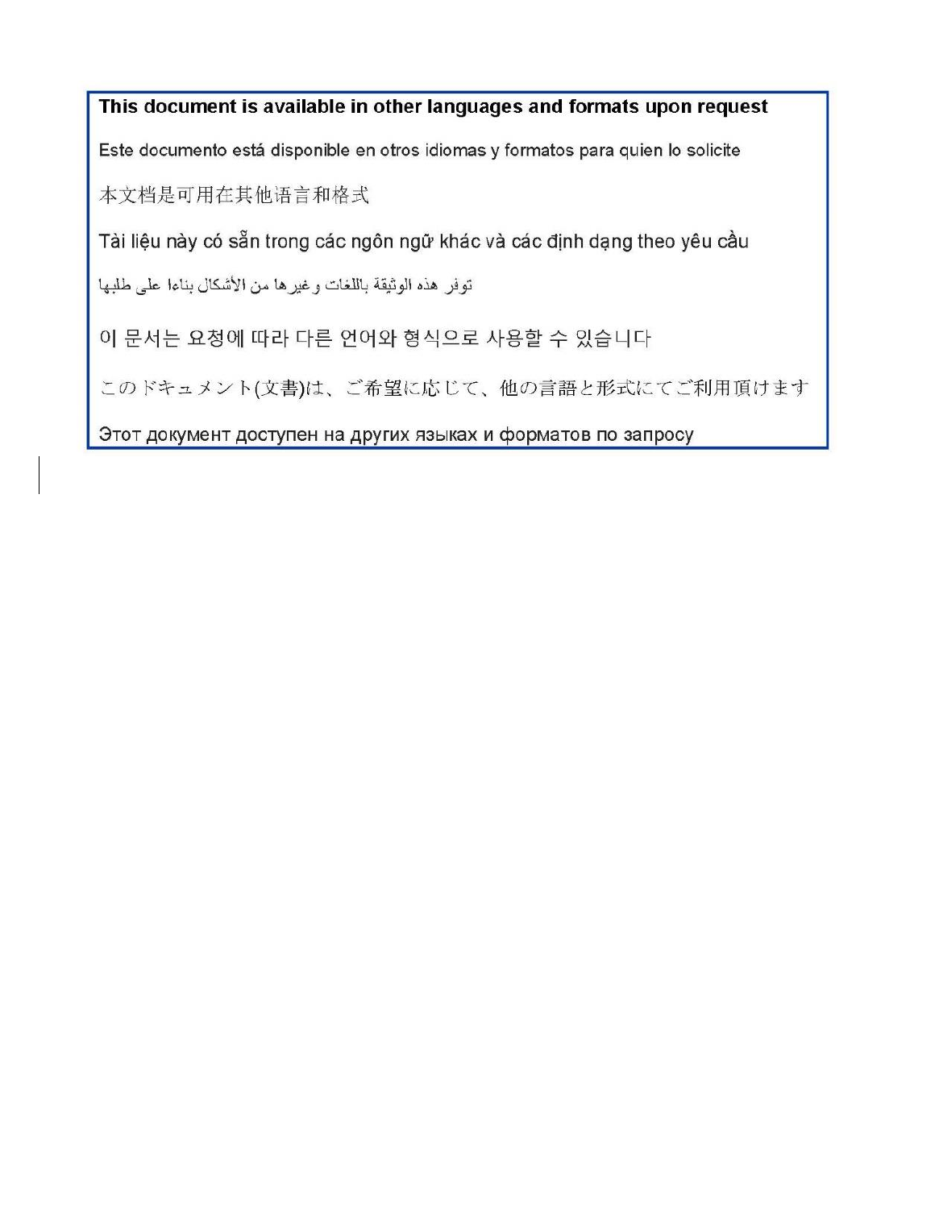**This document is available in other languages and formats upon request**

Este documento está disponible en otros idiomas y formatos para quien lo solicite

本文档是可用在其他语言和格式

Tài liệu này có sẵn trong các ngôn ngữ khác và các định dạng theo yêu cầu

توفر هذه الوثيقة باللغات وغيرها من الأشكال بناءا على طلبها

이 문서는 요청에 따라 다른 언어와 형식으로 사용할 수 있습니다

このドキュメント(文書)は、ご希望に応じて、他の言語と形式にてご利用頂けます

Этот документ доступен на других языках и форматов по запросу